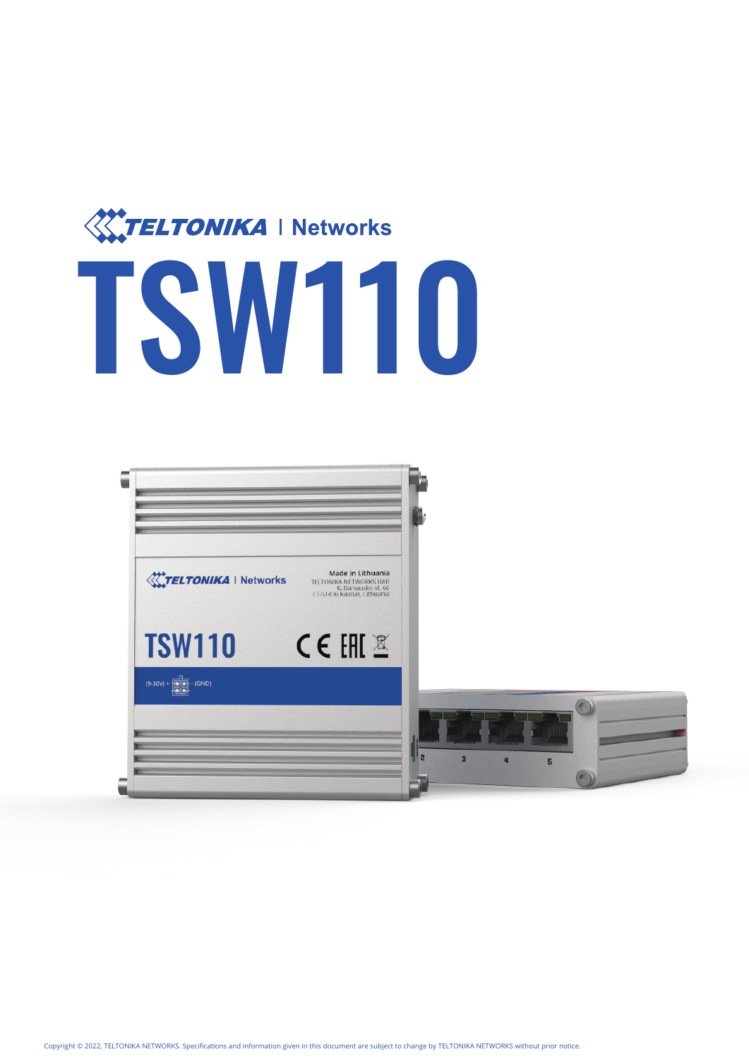TELTONIKA | Networks

# TSW110

Copyright © 2022, TELTONIKA NETWORKS. Specifications and information given in this document are subject to change by TELTONIKA NETWORKS without prior notice.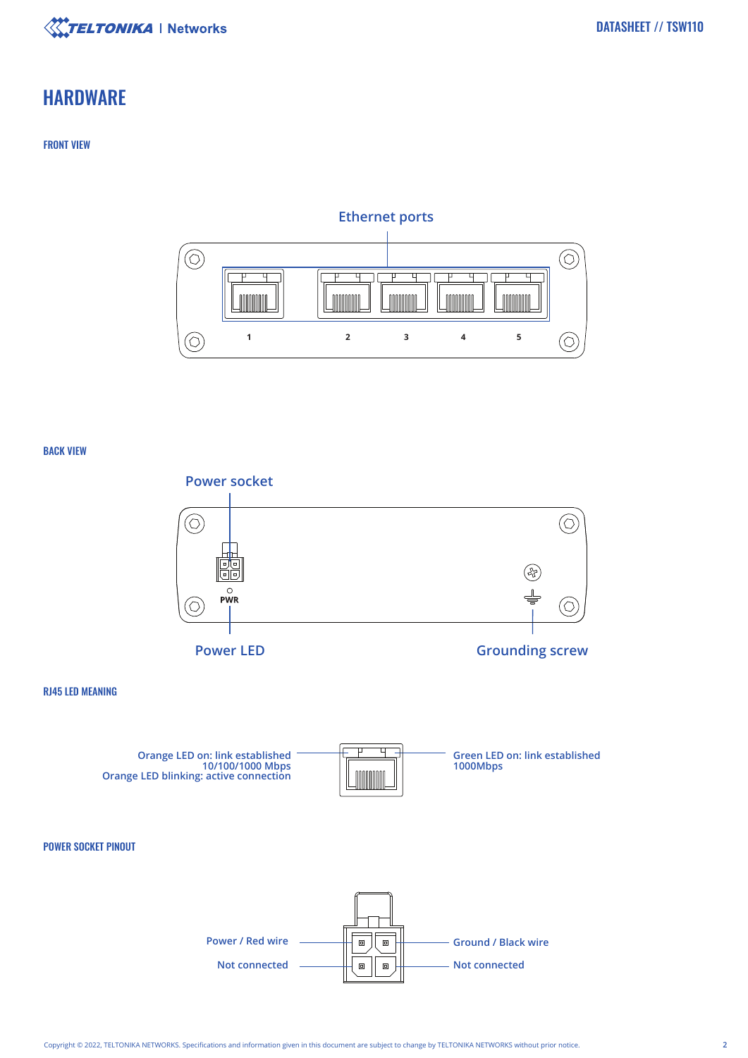# HARDWARE

## FRONT VIEW

Ethernet ports

1 2 3 4 5

## BACK VIEW

Power socket

PWR

Power LED

Grounding screw

## RJ45 LED MEANING

Orange LED on: link established 10/100/1000 Mbps
Orange LED blinking: active connection

Green LED on: link established 1000Mbps

## POWER SOCKET PINOUT

Power / Red wire

Not connected

Ground / Black wire

Not connected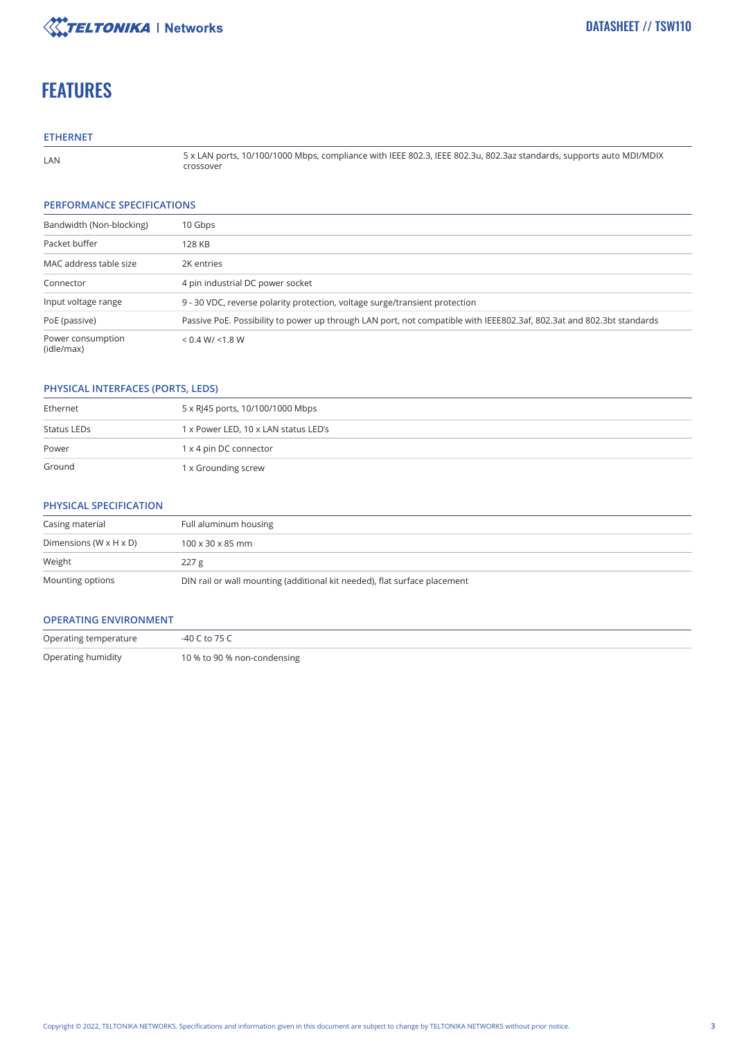# FEATURES

## ETHERNET

| | |
|---|---|
| LAN | 5 x LAN ports, 10/100/1000 Mbps, compliance with IEEE 802.3, IEEE 802.3u, 802.3az standards, supports auto MDI/MDIX crossover |

## PERFORMANCE SPECIFICATIONS

| | |
|---|---|
| Bandwidth (Non-blocking) | 10 Gbps |
| Packet buffer | 128 KB |
| MAC address table size | 2K entries |
| Connector | 4 pin industrial DC power socket |
| Input voltage range | 9 - 30 VDC, reverse polarity protection, voltage surge/transient protection |
| PoE (passive) | Passive PoE. Possibility to power up through LAN port, not compatible with IEEE802.3af, 802.3at and 802.3bt standards |
| Power consumption (idle/max) | < 0.4 W/ <1.8 W |

## PHYSICAL INTERFACES (PORTS, LEDS)

| | |
|---|---|
| Ethernet | 5 x RJ45 ports, 10/100/1000 Mbps |
| Status LEDs | 1 x Power LED, 10 x LAN status LED's |
| Power | 1 x 4 pin DC connector |
| Ground | 1 x Grounding screw |

## PHYSICAL SPECIFICATION

| | |
|---|---|
| Casing material | Full aluminum housing |
| Dimensions (W x H x D) | 100 x 30 x 85 mm |
| Weight | 227 g |
| Mounting options | DIN rail or wall mounting (additional kit needed), flat surface placement |

## OPERATING ENVIRONMENT

| | |
|---|---|
| Operating temperature | -40 C to 75 C |
| Operating humidity | 10 % to 90 % non-condensing |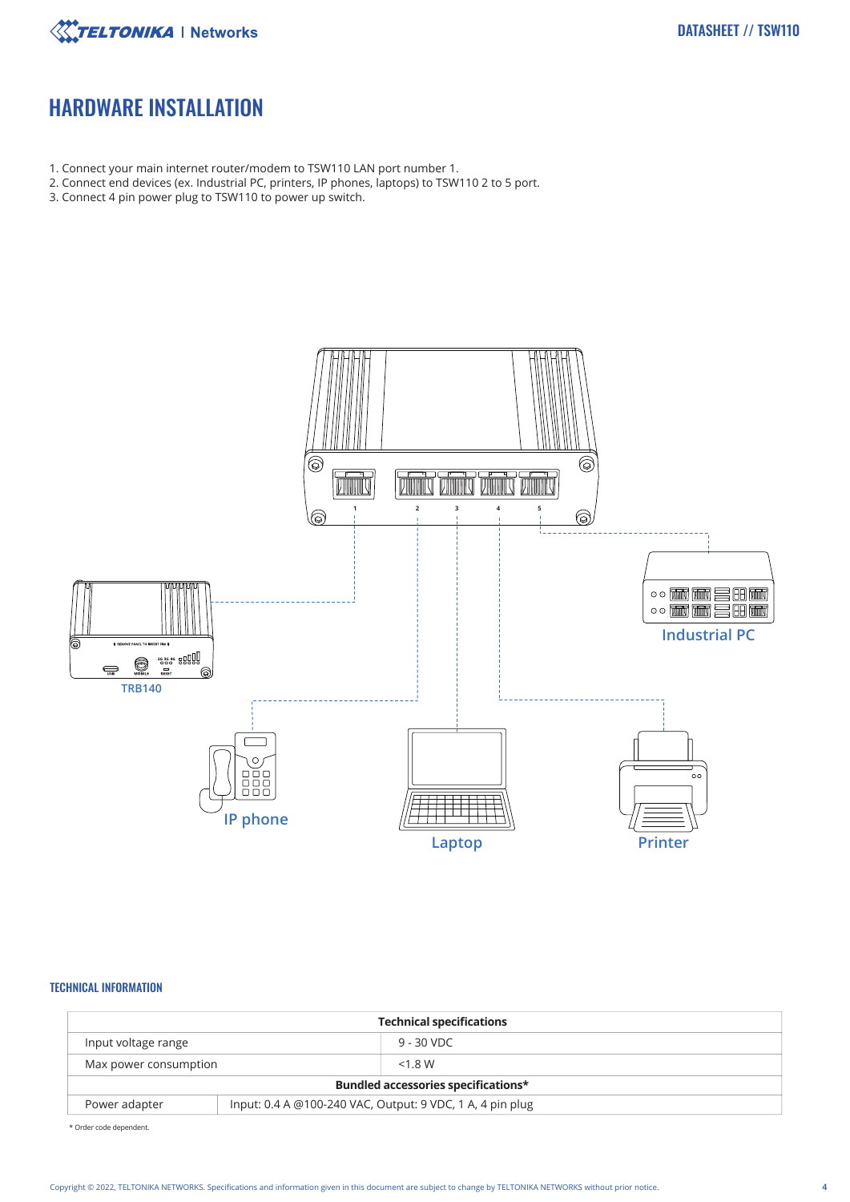# HARDWARE INSTALLATION

1. Connect your main internet router/modem to TSW110 LAN port number 1.
2. Connect end devices (ex. Industrial PC, printers, IP phones, laptops) to TSW110 2 to 5 port.
3. Connect 4 pin power plug to TSW110 to power up switch.

## TECHNICAL INFORMATION

| Technical specifications | | |
|---|---|---|
| Input voltage range | | 9 - 30 VDC |
| Max power consumption | | <1.8 W |
| **Bundled accessories specifications*** | | |
| Power adapter | Input: 0.4 A @100-240 VAC, Output: 9 VDC, 1 A, 4 pin plug | |

* Order code dependent.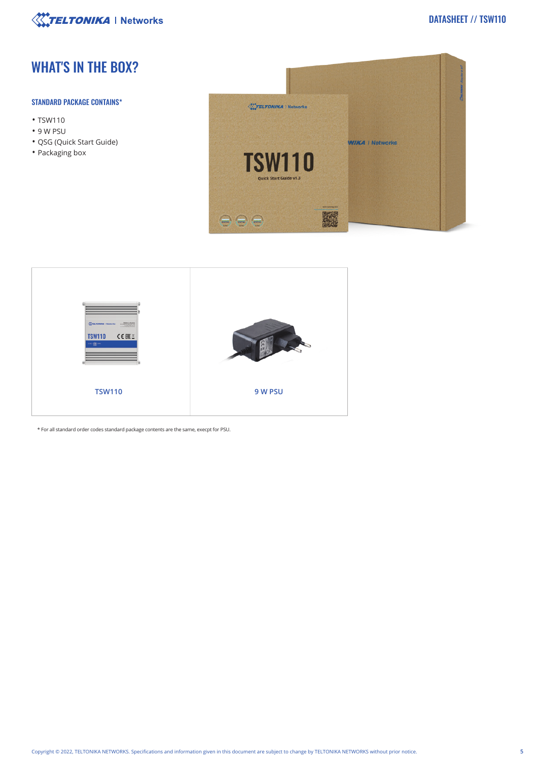# WHAT'S IN THE BOX?

### STANDARD PACKAGE CONTAINS*

- TSW110
- 9 W PSU
- QSG (Quick Start Guide)
- Packaging box

| TSW110 | 9 W PSU |
|---|---|

* For all standard order codes standard package contents are the same, execpt for PSU.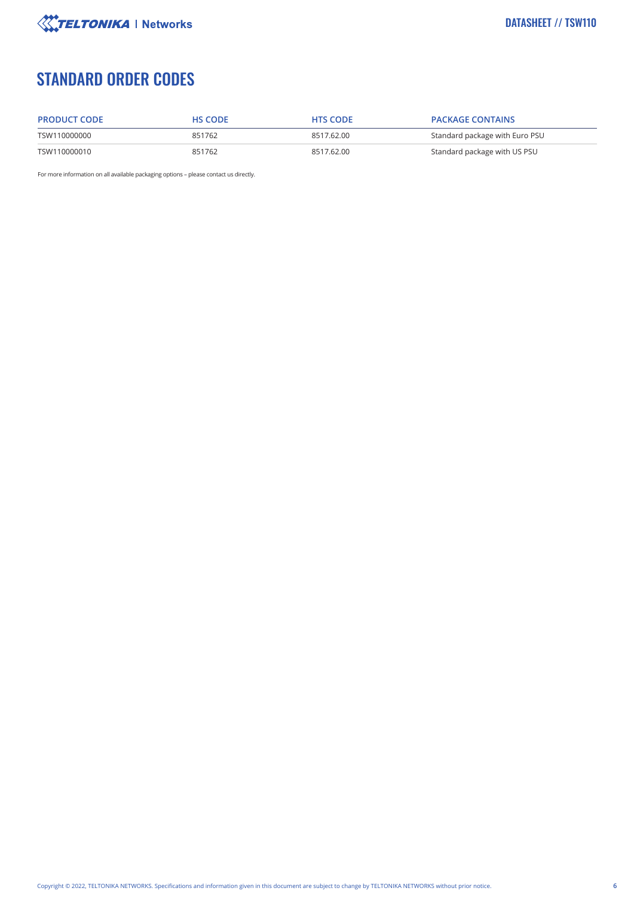# STANDARD ORDER CODES

| PRODUCT CODE | HS CODE | HTS CODE | PACKAGE CONTAINS |
|---|---|---|---|
| TSW110000000 | 851762 | 8517.62.00 | Standard package with Euro PSU |
| TSW110000010 | 851762 | 8517.62.00 | Standard package with US PSU |

For more information on all available packaging options – please contact us directly.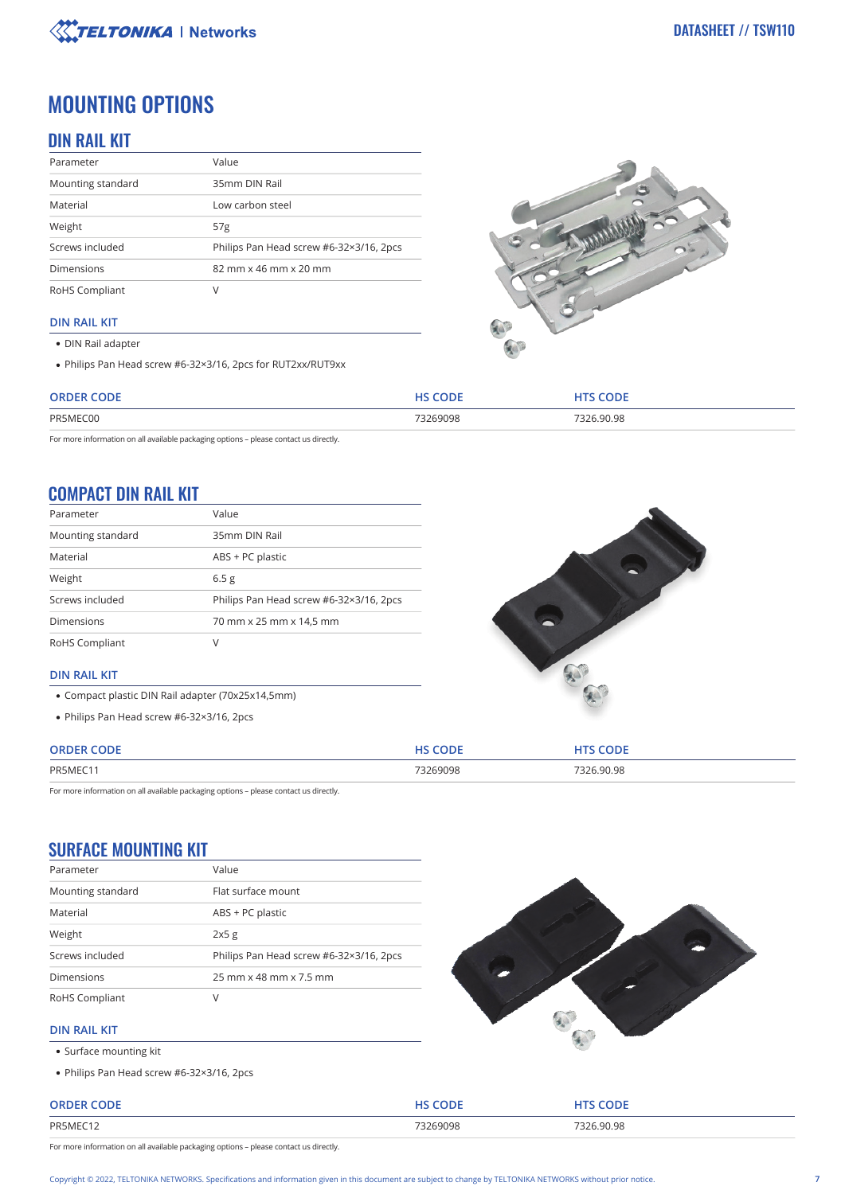# MOUNTING OPTIONS

## DIN RAIL KIT

| Parameter | Value |
| --- | --- |
| Mounting standard | 35mm DIN Rail |
| Material | Low carbon steel |
| Weight | 57g |
| Screws included | Philips Pan Head screw #6-32×3/16, 2pcs |
| Dimensions | 82 mm x 46 mm x 20 mm |
| RoHS Compliant | V |

### DIN RAIL KIT

- DIN Rail adapter
- Philips Pan Head screw #6-32×3/16, 2pcs for RUT2xx/RUT9xx

| ORDER CODE | HS CODE | HTS CODE |
| --- | --- | --- |
| PR5MEC00 | 73269098 | 7326.90.98 |

For more information on all available packaging options – please contact us directly.

## COMPACT DIN RAIL KIT

| Parameter | Value |
| --- | --- |
| Mounting standard | 35mm DIN Rail |
| Material | ABS + PC plastic |
| Weight | 6.5 g |
| Screws included | Philips Pan Head screw #6-32×3/16, 2pcs |
| Dimensions | 70 mm x 25 mm x 14,5 mm |
| RoHS Compliant | V |

### DIN RAIL KIT

- Compact plastic DIN Rail adapter (70x25x14,5mm)
- Philips Pan Head screw #6-32×3/16, 2pcs

| ORDER CODE | HS CODE | HTS CODE |
| --- | --- | --- |
| PR5MEC11 | 73269098 | 7326.90.98 |

For more information on all available packaging options – please contact us directly.

## SURFACE MOUNTING KIT

| Parameter | Value |
| --- | --- |
| Mounting standard | Flat surface mount |
| Material | ABS + PC plastic |
| Weight | 2x5 g |
| Screws included | Philips Pan Head screw #6-32×3/16, 2pcs |
| Dimensions | 25 mm x 48 mm x 7.5 mm |
| RoHS Compliant | V |

### DIN RAIL KIT

- Surface mounting kit
- Philips Pan Head screw #6-32×3/16, 2pcs

| ORDER CODE | HS CODE | HTS CODE |
| --- | --- | --- |
| PR5MEC12 | 73269098 | 7326.90.98 |

For more information on all available packaging options – please contact us directly.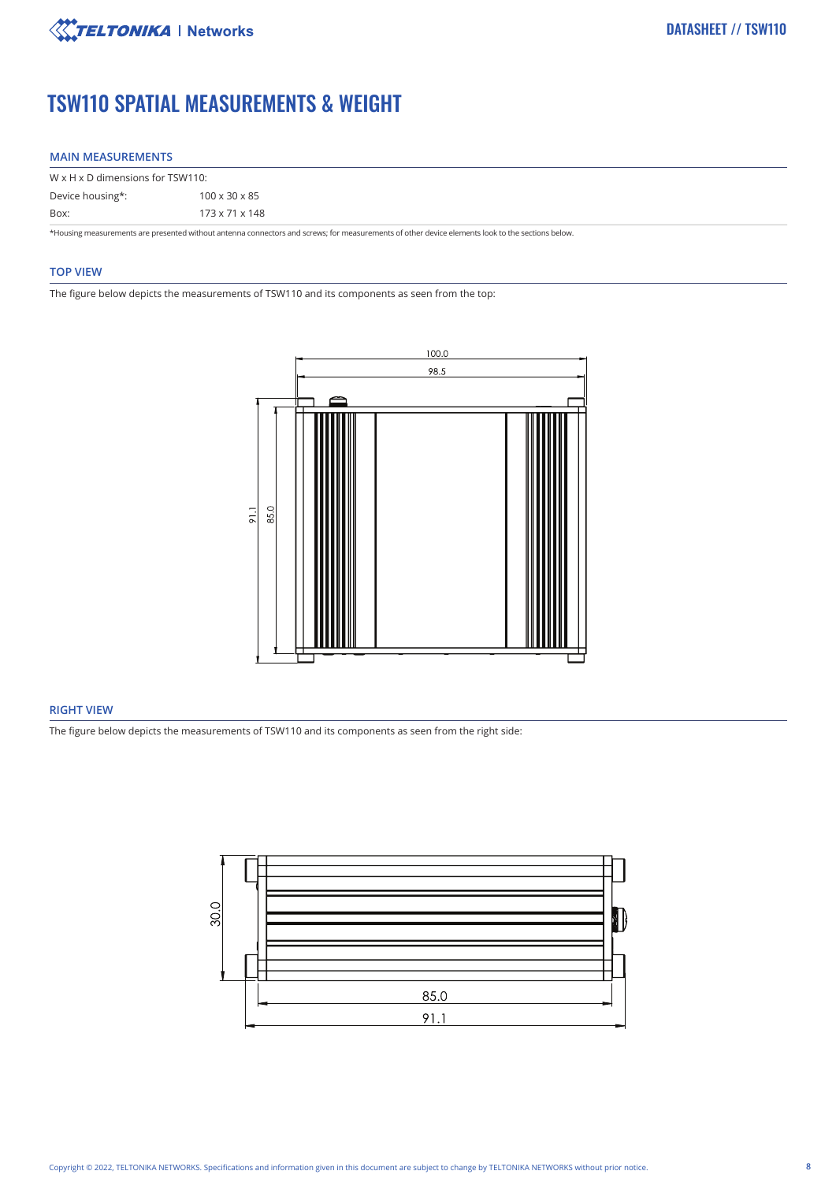# TSW110 SPATIAL MEASUREMENTS & WEIGHT

## MAIN MEASUREMENTS

| W x H x D dimensions for TSW110: | |
|---|---|
| Device housing*: | 100 x 30 x 85 |
| Box: | 173 x 71 x 148 |

*Housing measurements are presented without antenna connectors and screws; for measurements of other device elements look to the sections below.

## TOP VIEW

The figure below depicts the measurements of TSW110 and its components as seen from the top:

## RIGHT VIEW

The figure below depicts the measurements of TSW110 and its components as seen from the right side: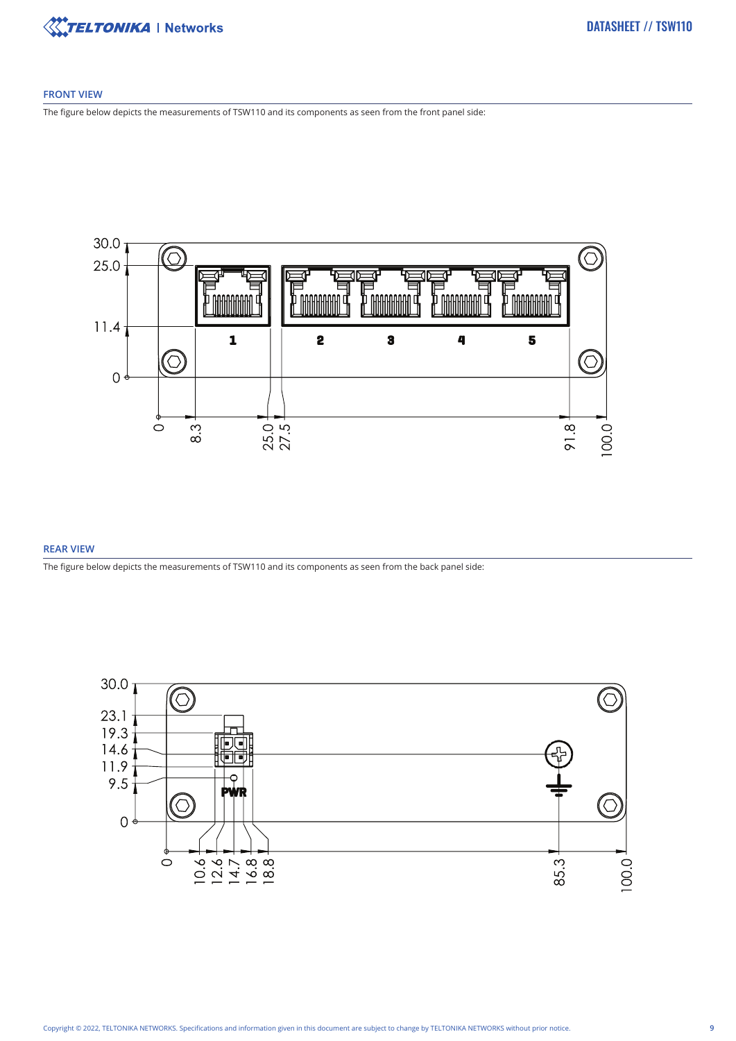## FRONT VIEW

The figure below depicts the measurements of TSW110 and its components as seen from the front panel side:

## REAR VIEW

The figure below depicts the measurements of TSW110 and its components as seen from the back panel side: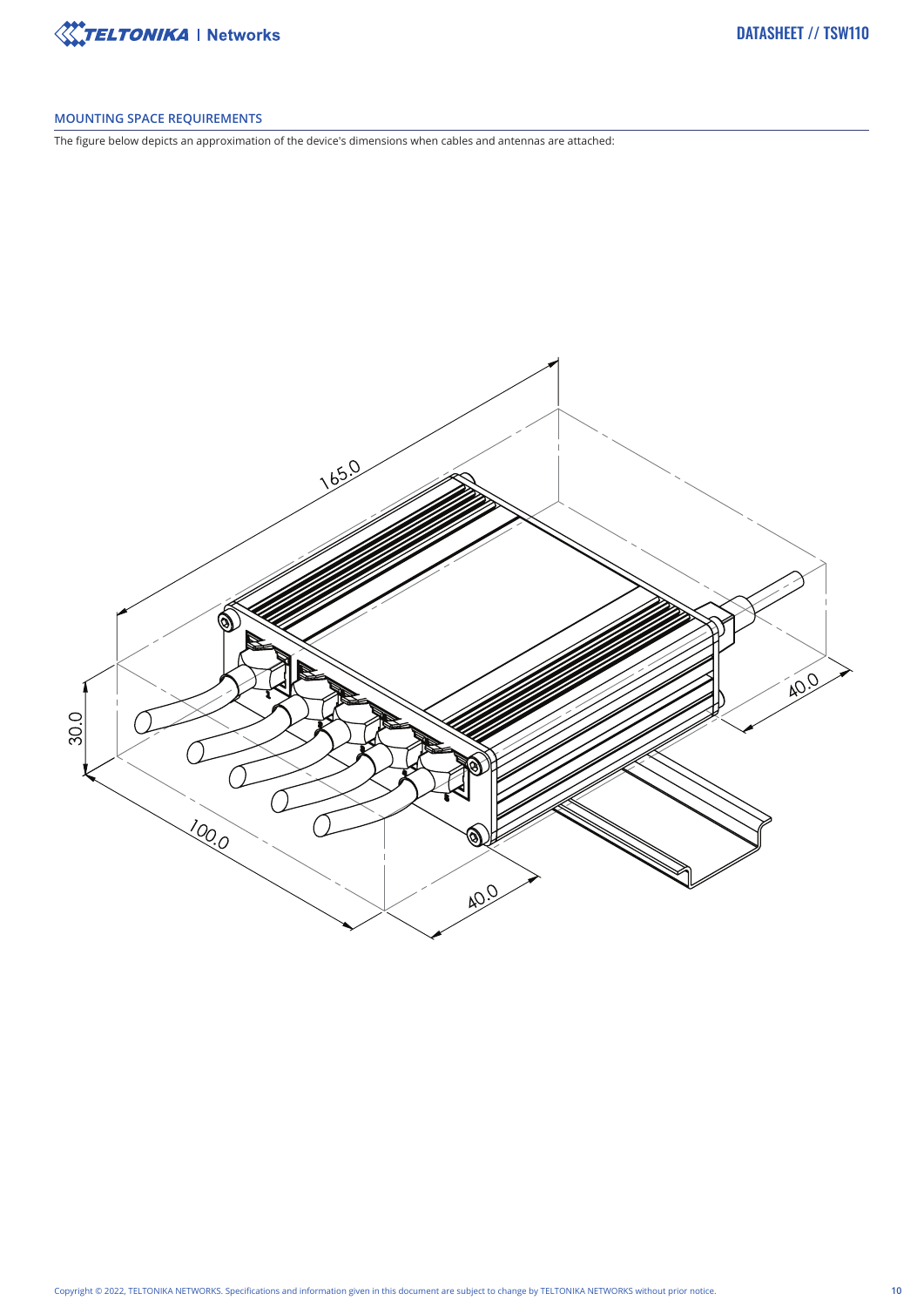## MOUNTING SPACE REQUIREMENTS

The figure below depicts an approximation of the device's dimensions when cables and antennas are attached: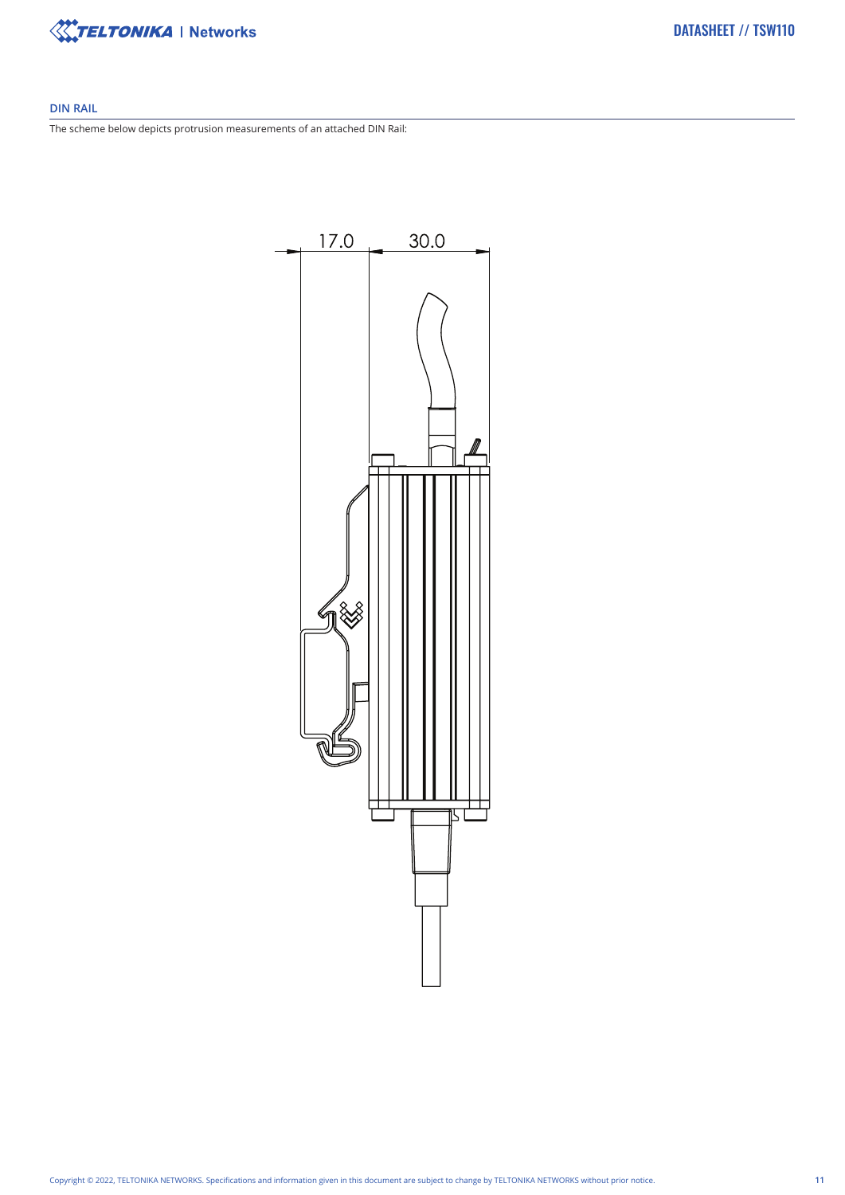## DIN RAIL

The scheme below depicts protrusion measurements of an attached DIN Rail:

17.0

30.0